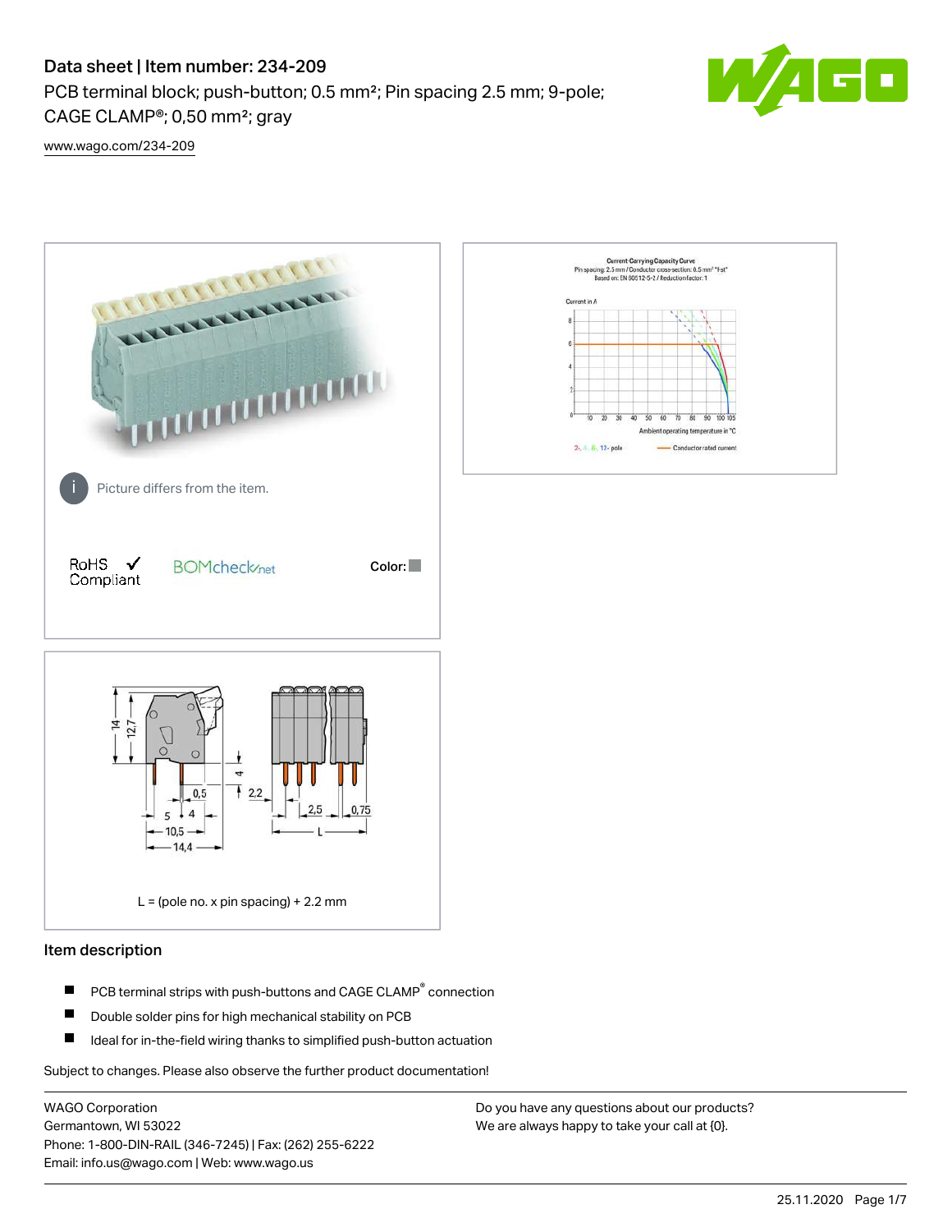# Data sheet | Item number: 234-209

PCB terminal block; push-button; 0.5 mm²; Pin spacing 2.5 mm; 9-pole; CAGE CLAMP®; 0,50 mm²; gray

www.wago.com/234-209

Picture differs from the item.

RoHS ✓ Compliant

BOMcheck.net

Color:

L = (pole no. x pin spacing) + 2.2 mm

## Item description

- PCB terminal strips with push-buttons and CAGE CLAMP® connection
- Double solder pins for high mechanical stability on PCB
- Ideal for in-the-field wiring thanks to simplified push-button actuation

Subject to changes. Please also observe the further product documentation!

WAGO Corporation
Germantown, WI 53022
Phone: 1-800-DIN-RAIL (346-7245) | Fax: (262) 255-6222
Email: info.us@wago.com | Web: www.wago.us

Do you have any questions about our products?
We are always happy to take your call at {0}.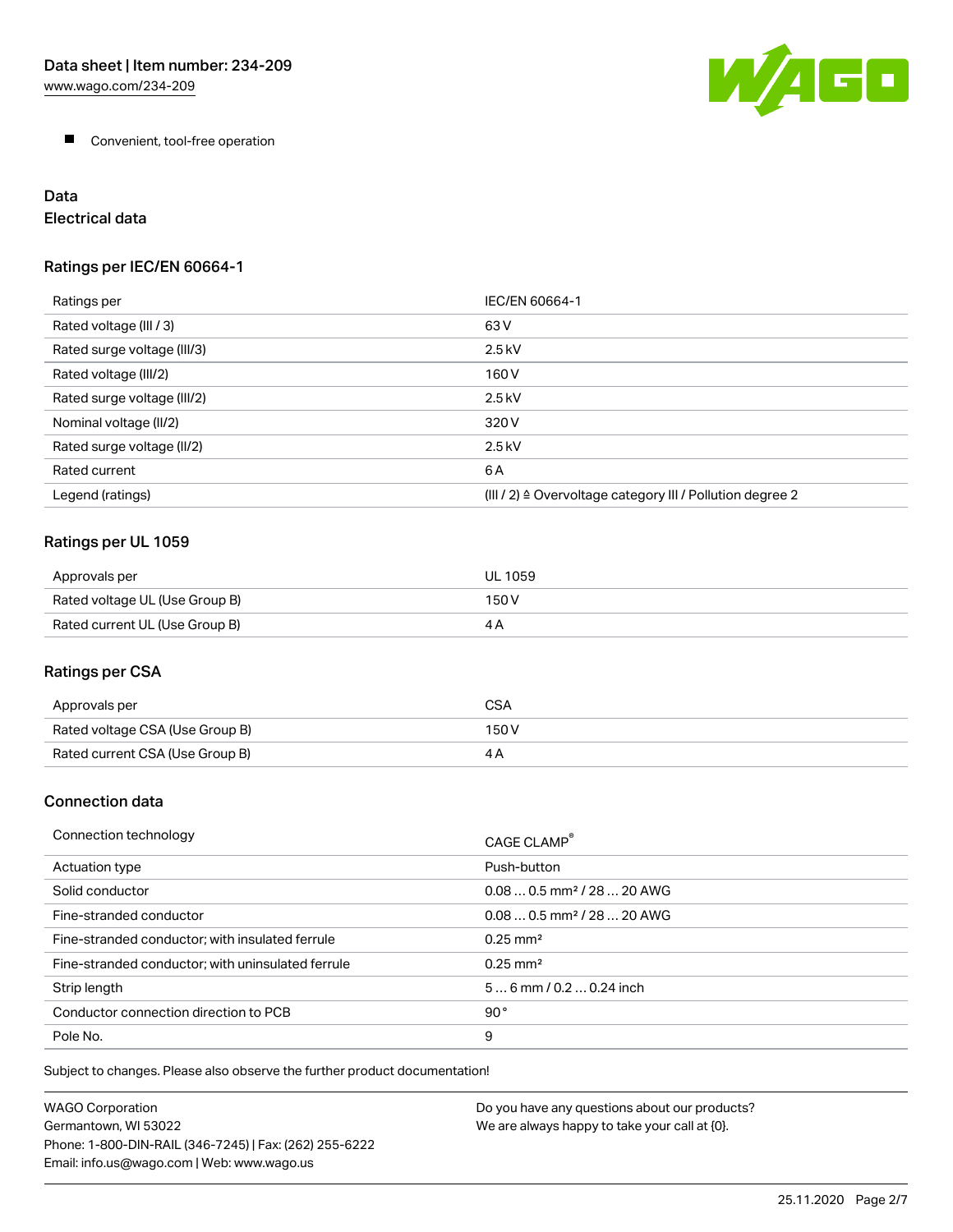- Convenient, tool-free operation

# Data

## Electrical data

### Ratings per IEC/EN 60664-1

| Ratings per | IEC/EN 60664-1 |
| --- | --- |
| Rated voltage (III / 3) | 63 V |
| Rated surge voltage (III/3) | 2.5 kV |
| Rated voltage (III/2) | 160 V |
| Rated surge voltage (III/2) | 2.5 kV |
| Nominal voltage (II/2) | 320 V |
| Rated surge voltage (II/2) | 2.5 kV |
| Rated current | 6 A |
| Legend (ratings) | (III / 2) ≙ Overvoltage category III / Pollution degree 2 |

### Ratings per UL 1059

| Approvals per | UL 1059 |
| --- | --- |
| Rated voltage UL (Use Group B) | 150 V |
| Rated current UL (Use Group B) | 4 A |

### Ratings per CSA

| Approvals per | CSA |
| --- | --- |
| Rated voltage CSA (Use Group B) | 150 V |
| Rated current CSA (Use Group B) | 4 A |

## Connection data

| Connection technology | CAGE CLAMP® |
| --- | --- |
| Actuation type | Push-button |
| Solid conductor | 0.08 … 0.5 mm² / 28 … 20 AWG |
| Fine-stranded conductor | 0.08 … 0.5 mm² / 28 … 20 AWG |
| Fine-stranded conductor; with insulated ferrule | 0.25 mm² |
| Fine-stranded conductor; with uninsulated ferrule | 0.25 mm² |
| Strip length | 5 … 6 mm / 0.2 … 0.24 inch |
| Conductor connection direction to PCB | 90° |
| Pole No. | 9 |

Subject to changes. Please also observe the further product documentation!

WAGO Corporation
Germantown, WI 53022
Phone: 1-800-DIN-RAIL (346-7245) | Fax: (262) 255-6222
Email: info.us@wago.com | Web: www.wago.us

Do you have any questions about our products?
We are always happy to take your call at {0}.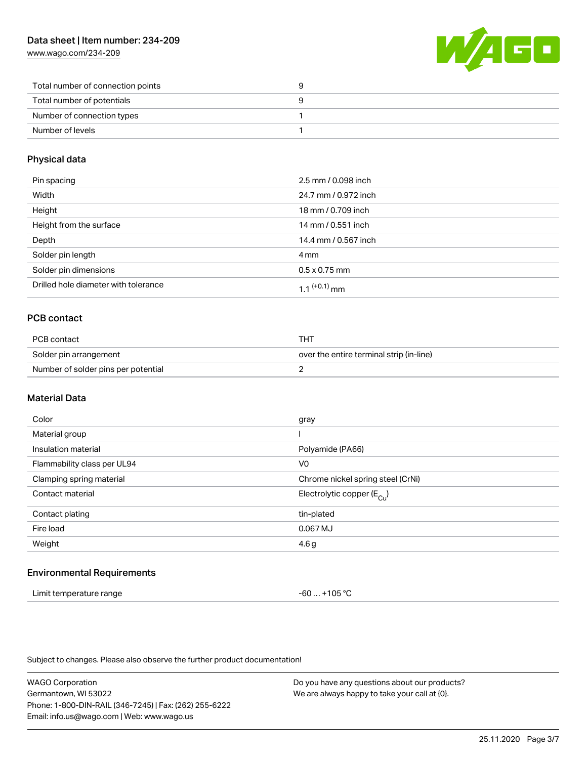| | |
|---|---|
| Total number of connection points | 9 |
| Total number of potentials | 9 |
| Number of connection types | 1 |
| Number of levels | 1 |

## Physical data

| | |
|---|---|
| Pin spacing | 2.5 mm / 0.098 inch |
| Width | 24.7 mm / 0.972 inch |
| Height | 18 mm / 0.709 inch |
| Height from the surface | 14 mm / 0.551 inch |
| Depth | 14.4 mm / 0.567 inch |
| Solder pin length | 4 mm |
| Solder pin dimensions | 0.5 x 0.75 mm |
| Drilled hole diameter with tolerance | $1.1^{(+0.1)}$ mm |

## PCB contact

| | |
|---|---|
| PCB contact | THT |
| Solder pin arrangement | over the entire terminal strip (in-line) |
| Number of solder pins per potential | 2 |

## Material Data

| | |
|---|---|
| Color | gray |
| Material group | I |
| Insulation material | Polyamide (PA66) |
| Flammability class per UL94 | V0 |
| Clamping spring material | Chrome nickel spring steel (CrNi) |
| Contact material | Electrolytic copper ($E_{Cu}$) |
| Contact plating | tin-plated |
| Fire load | 0.067 MJ |
| Weight | 4.6 g |

## Environmental Requirements

| | |
|---|---|
| Limit temperature range | -60 … +105 °C |

Subject to changes. Please also observe the further product documentation!

WAGO Corporation
Germantown, WI 53022
Phone: 1-800-DIN-RAIL (346-7245) | Fax: (262) 255-6222
Email: info.us@wago.com | Web: www.wago.us

Do you have any questions about our products?
We are always happy to take your call at {0}.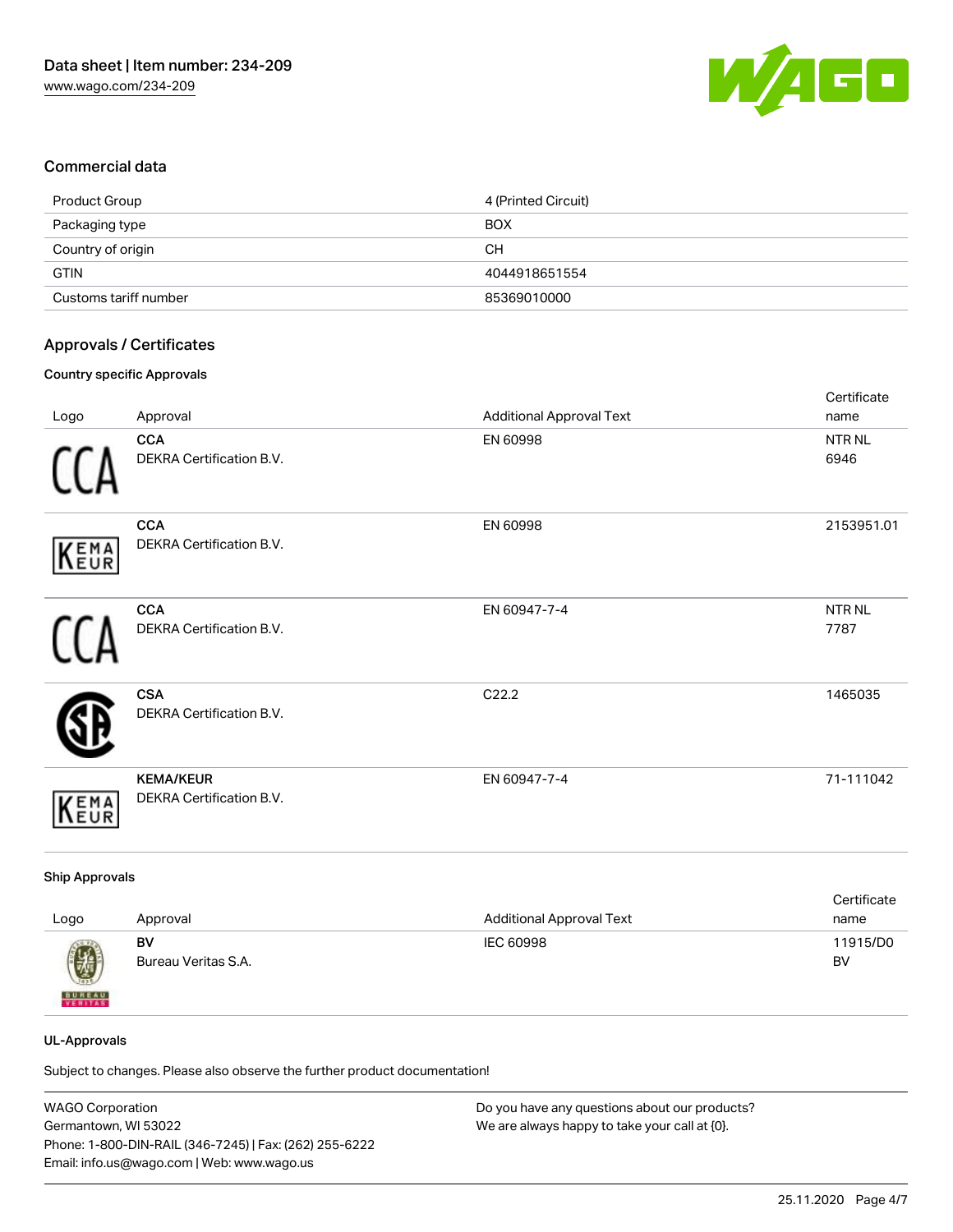## Commercial data

| | |
|---|---|
| Product Group | 4 (Printed Circuit) |
| Packaging type | BOX |
| Country of origin | CH |
| GTIN | 4044918651554 |
| Customs tariff number | 85369010000 |

## Approvals / Certificates

### Country specific Approvals

| Logo | Approval | Additional Approval Text | Certificate name |
|---|---|---|---|
| | **CCA** DEKRA Certification B.V. | EN 60998 | NTR NL 6946 |
| | **CCA** DEKRA Certification B.V. | EN 60998 | 2153951.01 |
| | **CCA** DEKRA Certification B.V. | EN 60947-7-4 | NTR NL 7787 |
| | **CSA** DEKRA Certification B.V. | C22.2 | 1465035 |
| | **KEMA/KEUR** DEKRA Certification B.V. | EN 60947-7-4 | 71-111042 |

### Ship Approvals

| Logo | Approval | Additional Approval Text | Certificate name |
|---|---|---|---|
| | **BV** Bureau Veritas S.A. | IEC 60998 | 11915/D0 BV |

### UL-Approvals

Subject to changes. Please also observe the further product documentation!

WAGO Corporation
Germantown, WI 53022
Phone: 1-800-DIN-RAIL (346-7245) | Fax: (262) 255-6222
Email: info.us@wago.com | Web: www.wago.us

Do you have any questions about our products?
We are always happy to take your call at {0}.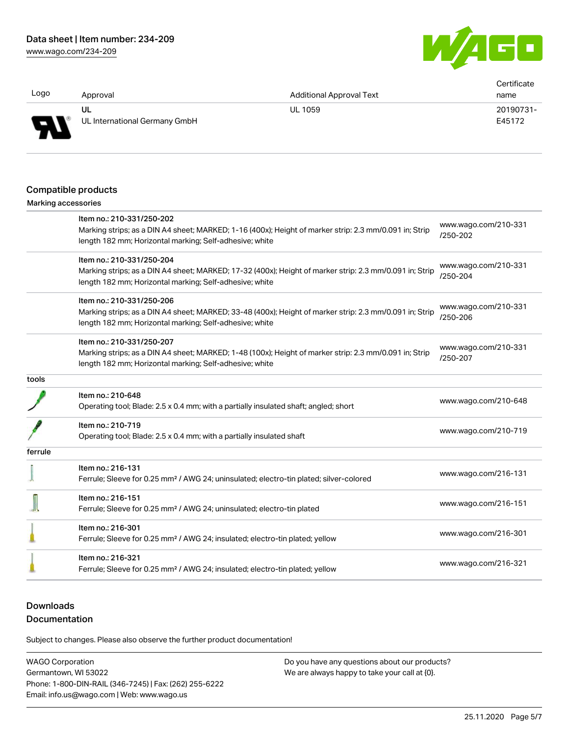| Logo | Approval | Additional Approval Text | Certificate name |
| --- | --- | --- | --- |
| | UL<br>UL International Germany GmbH | UL 1059 | 20190731-E45172 |

## Compatible products

Marking accessories

| | | |
| --- | --- | --- |
| | Item no.: 210-331/250-202<br>Marking strips; as a DIN A4 sheet; MARKED; 1-16 (400x); Height of marker strip: 2.3 mm/0.091 in; Strip length 182 mm; Horizontal marking; Self-adhesive; white | www.wago.com/210-331/250-202 |
| | Item no.: 210-331/250-204<br>Marking strips; as a DIN A4 sheet; MARKED; 17-32 (400x); Height of marker strip: 2.3 mm/0.091 in; Strip length 182 mm; Horizontal marking; Self-adhesive; white | www.wago.com/210-331/250-204 |
| | Item no.: 210-331/250-206<br>Marking strips; as a DIN A4 sheet; MARKED; 33-48 (400x); Height of marker strip: 2.3 mm/0.091 in; Strip length 182 mm; Horizontal marking; Self-adhesive; white | www.wago.com/210-331/250-206 |
| | Item no.: 210-331/250-207<br>Marking strips; as a DIN A4 sheet; MARKED; 1-48 (100x); Height of marker strip: 2.3 mm/0.091 in; Strip length 182 mm; Horizontal marking; Self-adhesive; white | www.wago.com/210-331/250-207 |

tools

| | | |
| --- | --- | --- |
| | Item no.: 210-648<br>Operating tool; Blade: 2.5 x 0.4 mm; with a partially insulated shaft; angled; short | www.wago.com/210-648 |
| | Item no.: 210-719<br>Operating tool; Blade: 2.5 x 0.4 mm; with a partially insulated shaft | www.wago.com/210-719 |

ferrule

| | | |
| --- | --- | --- |
| | Item no.: 216-131<br>Ferrule; Sleeve for 0.25 mm² / AWG 24; uninsulated; electro-tin plated; silver-colored | www.wago.com/216-131 |
| | Item no.: 216-151<br>Ferrule; Sleeve for 0.25 mm² / AWG 24; uninsulated; electro-tin plated | www.wago.com/216-151 |
| | Item no.: 216-301<br>Ferrule; Sleeve for 0.25 mm² / AWG 24; insulated; electro-tin plated; yellow | www.wago.com/216-301 |
| | Item no.: 216-321<br>Ferrule; Sleeve for 0.25 mm² / AWG 24; insulated; electro-tin plated; yellow | www.wago.com/216-321 |

## Downloads
### Documentation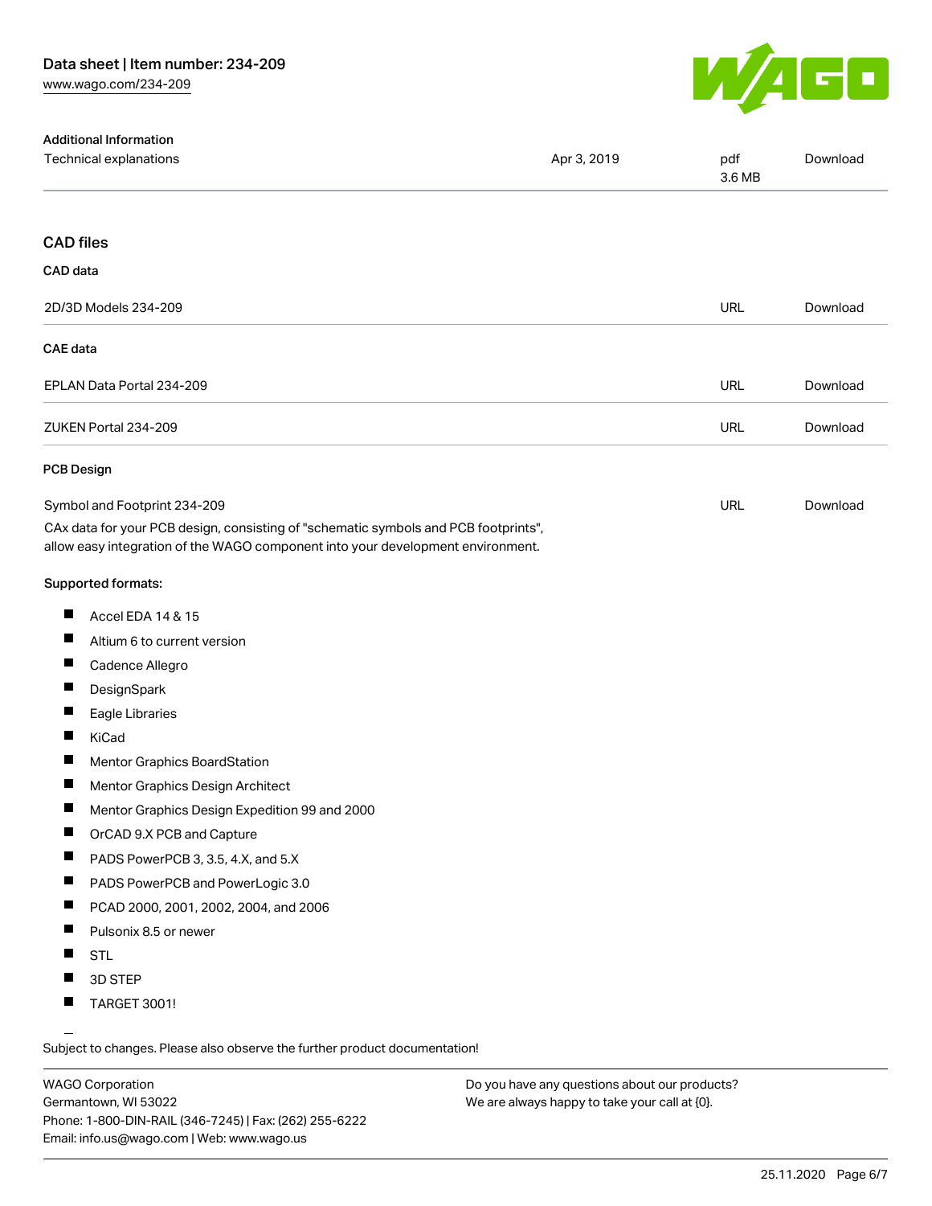| Additional Information | | | |
| --- | --- | --- | --- |
| Technical explanations | Apr 3, 2019 | pdf 3.6 MB | Download |

## CAD files

### CAD data

| | | |
| --- | --- | --- |
| 2D/3D Models 234-209 | URL | Download |

### CAE data

| | | |
| --- | --- | --- |
| EPLAN Data Portal 234-209 | URL | Download |
| ZUKEN Portal 234-209 | URL | Download |

### PCB Design

| | | |
| --- | --- | --- |
| Symbol and Footprint 234-209 | URL | Download |

CAx data for your PCB design, consisting of "schematic symbols and PCB footprints", allow easy integration of the WAGO component into your development environment.

Supported formats:

- Accel EDA 14 & 15
- Altium 6 to current version
- Cadence Allegro
- DesignSpark
- Eagle Libraries
- KiCad
- Mentor Graphics BoardStation
- Mentor Graphics Design Architect
- Mentor Graphics Design Expedition 99 and 2000
- OrCAD 9.X PCB and Capture
- PADS PowerPCB 3, 3.5, 4.X, and 5.X
- PADS PowerPCB and PowerLogic 3.0
- PCAD 2000, 2001, 2002, 2004, and 2006
- Pulsonix 8.5 or newer
- STL
- 3D STEP
- TARGET 3001!

Subject to changes. Please also observe the further product documentation!

WAGO Corporation
Germantown, WI 53022
Phone: 1-800-DIN-RAIL (346-7245) | Fax: (262) 255-6222
Email: info.us@wago.com | Web: www.wago.us

Do you have any questions about our products?
We are always happy to take your call at {0}.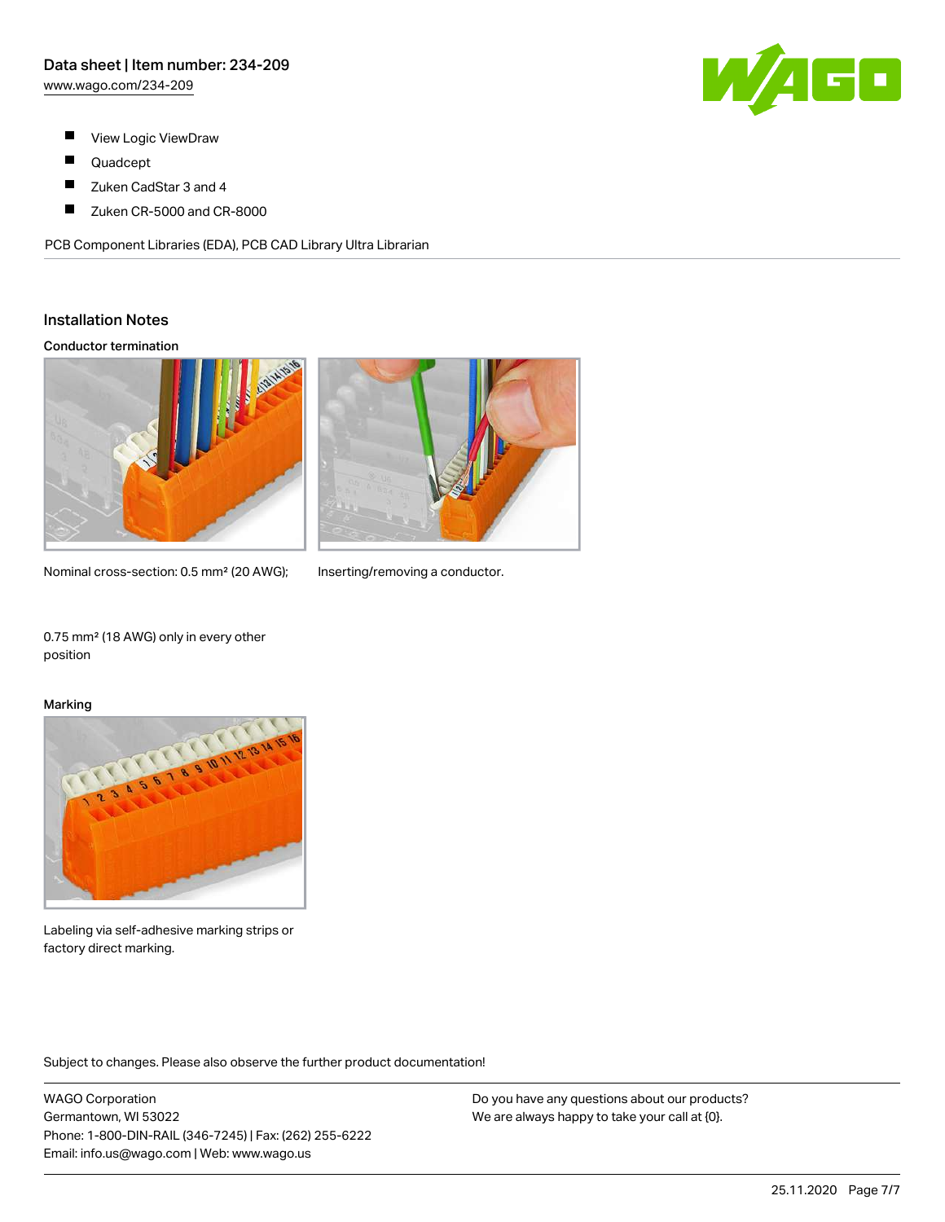- View Logic ViewDraw
- Quadcept
- Zuken CadStar 3 and 4
- Zuken CR-5000 and CR-8000

PCB Component Libraries (EDA), PCB CAD Library Ultra Librarian

## Installation Notes

### Conductor termination

Nominal cross-section: 0.5 mm² (20 AWG); 0.75 mm² (18 AWG) only in every other position

Inserting/removing a conductor.

### Marking

Labeling via self-adhesive marking strips or factory direct marking.

Subject to changes. Please also observe the further product documentation!

WAGO Corporation
Germantown, WI 53022
Phone: 1-800-DIN-RAIL (346-7245) | Fax: (262) 255-6222
Email: info.us@wago.com | Web: www.wago.us

Do you have any questions about our products?
We are always happy to take your call at {0}.